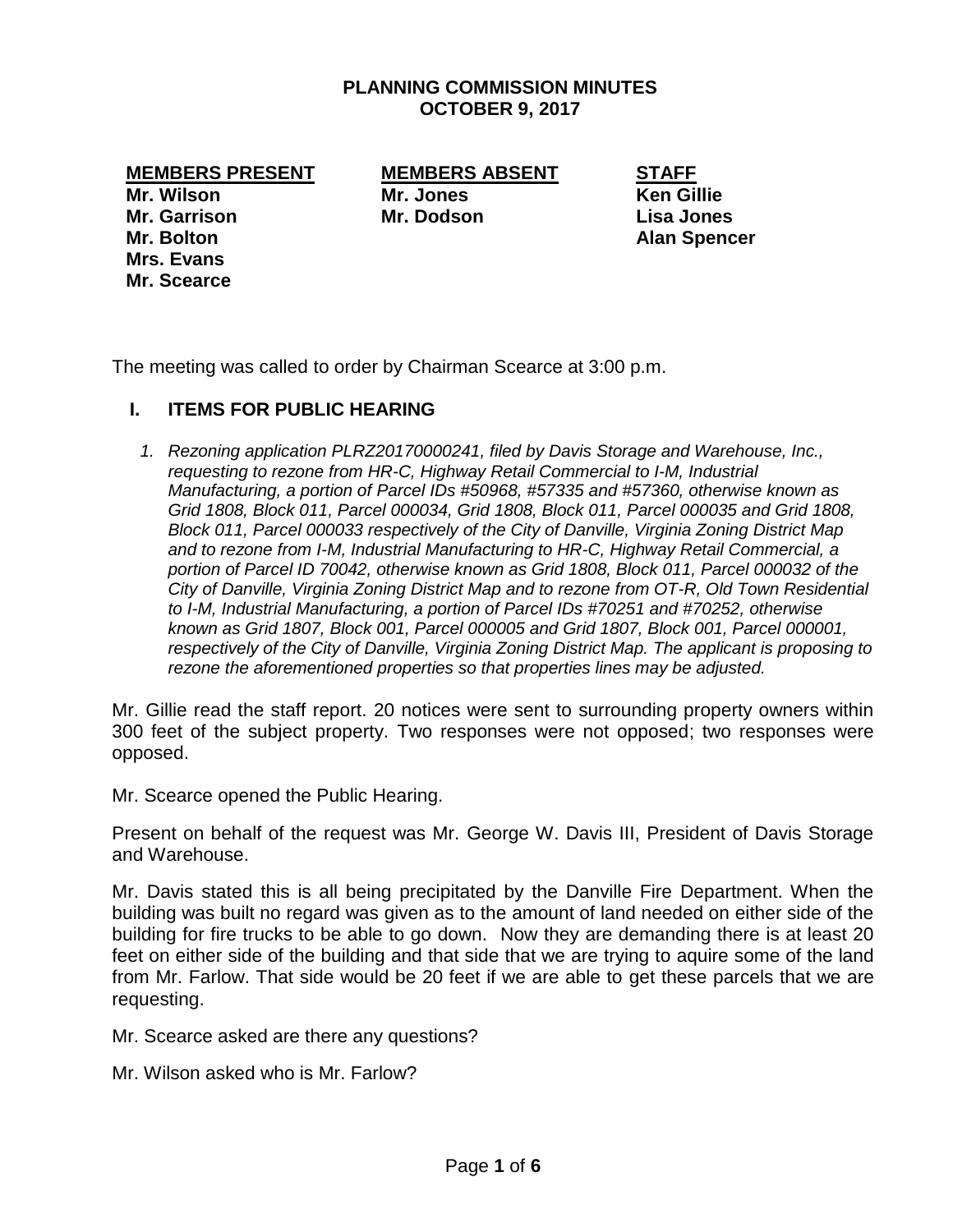# PLANNING COMMISSION MINUTES
# OCTOBER 9, 2017

| MEMBERS PRESENT | MEMBERS ABSENT | STAFF |
|---|---|---|
| Mr. Wilson | Mr. Jones | Ken Gillie |
| Mr. Garrison | Mr. Dodson | Lisa Jones |
| Mr. Bolton | | Alan Spencer |
| Mrs. Evans | | |
| Mr. Scearce | | |

The meeting was called to order by Chairman Scearce at 3:00 p.m.

## I. ITEMS FOR PUBLIC HEARING

1. *Rezoning application PLRZ20170000241, filed by Davis Storage and Warehouse, Inc., requesting to rezone from HR-C, Highway Retail Commercial to I-M, Industrial Manufacturing, a portion of Parcel IDs #50968, #57335 and #57360, otherwise known as Grid 1808, Block 011, Parcel 000034, Grid 1808, Block 011, Parcel 000035 and Grid 1808, Block 011, Parcel 000033 respectively of the City of Danville, Virginia Zoning District Map and to rezone from I-M, Industrial Manufacturing to HR-C, Highway Retail Commercial, a portion of Parcel ID 70042, otherwise known as Grid 1808, Block 011, Parcel 000032 of the City of Danville, Virginia Zoning District Map and to rezone from OT-R, Old Town Residential to I-M, Industrial Manufacturing, a portion of Parcel IDs #70251 and #70252, otherwise known as Grid 1807, Block 001, Parcel 000005 and Grid 1807, Block 001, Parcel 000001, respectively of the City of Danville, Virginia Zoning District Map. The applicant is proposing to rezone the aforementioned properties so that properties lines may be adjusted.*

Mr. Gillie read the staff report. 20 notices were sent to surrounding property owners within 300 feet of the subject property. Two responses were not opposed; two responses were opposed.

Mr. Scearce opened the Public Hearing.

Present on behalf of the request was Mr. George W. Davis III, President of Davis Storage and Warehouse.

Mr. Davis stated this is all being precipitated by the Danville Fire Department. When the building was built no regard was given as to the amount of land needed on either side of the building for fire trucks to be able to go down. Now they are demanding there is at least 20 feet on either side of the building and that side that we are trying to aquire some of the land from Mr. Farlow. That side would be 20 feet if we are able to get these parcels that we are requesting.

Mr. Scearce asked are there any questions?

Mr. Wilson asked who is Mr. Farlow?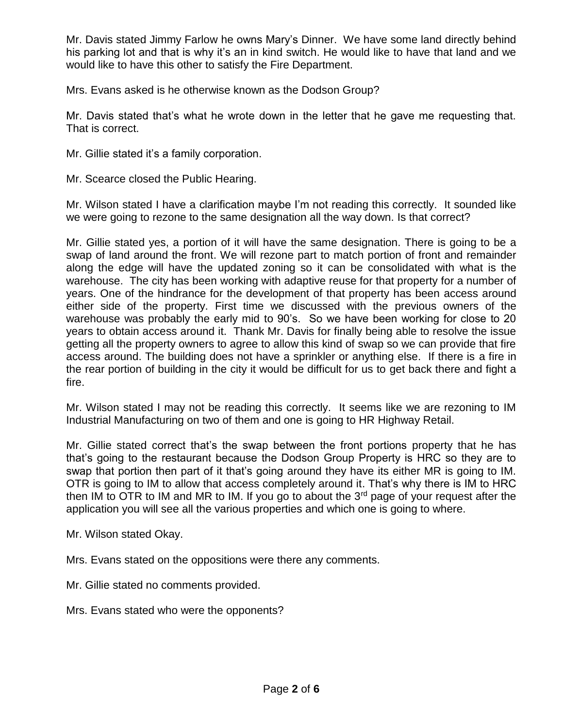Mr. Davis stated Jimmy Farlow he owns Mary's Dinner. We have some land directly behind his parking lot and that is why it's an in kind switch. He would like to have that land and we would like to have this other to satisfy the Fire Department.

Mrs. Evans asked is he otherwise known as the Dodson Group?

Mr. Davis stated that's what he wrote down in the letter that he gave me requesting that. That is correct.

Mr. Gillie stated it's a family corporation.

Mr. Scearce closed the Public Hearing.

Mr. Wilson stated I have a clarification maybe I'm not reading this correctly. It sounded like we were going to rezone to the same designation all the way down. Is that correct?

Mr. Gillie stated yes, a portion of it will have the same designation. There is going to be a swap of land around the front. We will rezone part to match portion of front and remainder along the edge will have the updated zoning so it can be consolidated with what is the warehouse. The city has been working with adaptive reuse for that property for a number of years. One of the hindrance for the development of that property has been access around either side of the property. First time we discussed with the previous owners of the warehouse was probably the early mid to 90's. So we have been working for close to 20 years to obtain access around it. Thank Mr. Davis for finally being able to resolve the issue getting all the property owners to agree to allow this kind of swap so we can provide that fire access around. The building does not have a sprinkler or anything else. If there is a fire in the rear portion of building in the city it would be difficult for us to get back there and fight a fire.

Mr. Wilson stated I may not be reading this correctly. It seems like we are rezoning to IM Industrial Manufacturing on two of them and one is going to HR Highway Retail.

Mr. Gillie stated correct that's the swap between the front portions property that he has that's going to the restaurant because the Dodson Group Property is HRC so they are to swap that portion then part of it that's going around they have its either MR is going to IM. OTR is going to IM to allow that access completely around it. That's why there is IM to HRC then IM to OTR to IM and MR to IM. If you go to about the 3rd page of your request after the application you will see all the various properties and which one is going to where.

Mr. Wilson stated Okay.

Mrs. Evans stated on the oppositions were there any comments.

Mr. Gillie stated no comments provided.

Mrs. Evans stated who were the opponents?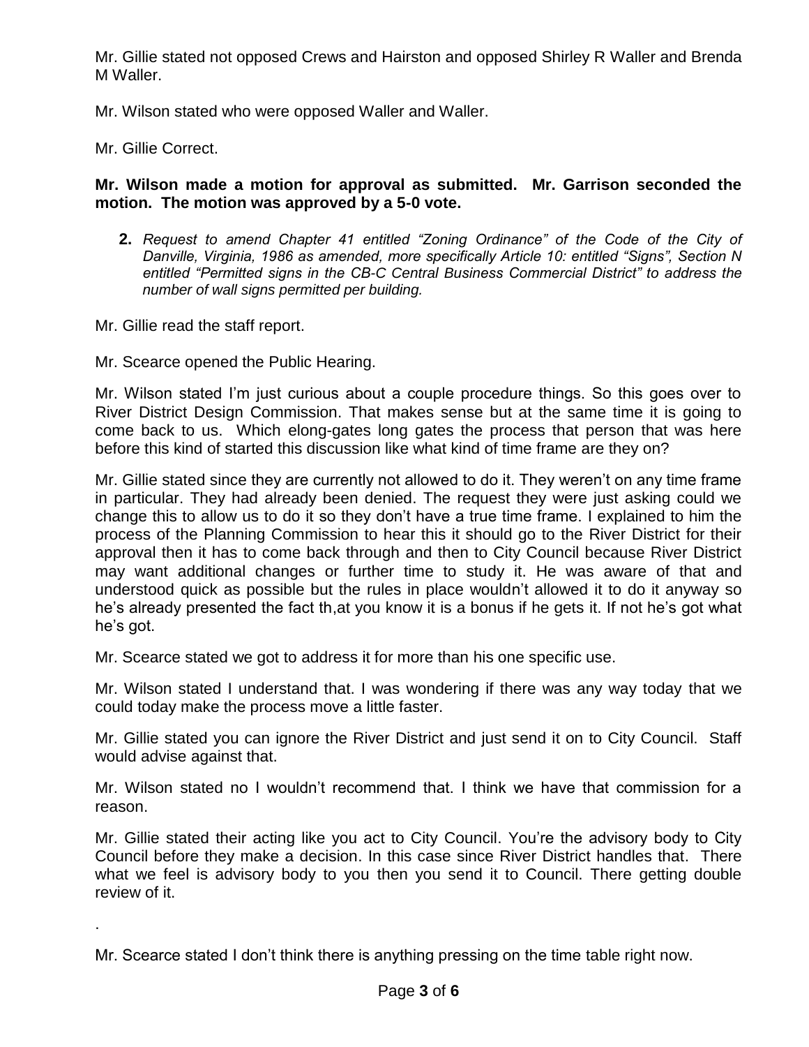Mr. Gillie stated not opposed Crews and Hairston and opposed Shirley R Waller and Brenda M Waller.

Mr. Wilson stated who were opposed Waller and Waller.

Mr. Gillie Correct.

**Mr. Wilson made a motion for approval as submitted. Mr. Garrison seconded the motion. The motion was approved by a 5-0 vote.**

**2.** *Request to amend Chapter 41 entitled "Zoning Ordinance" of the Code of the City of Danville, Virginia, 1986 as amended, more specifically Article 10: entitled "Signs", Section N entitled "Permitted signs in the CB-C Central Business Commercial District" to address the number of wall signs permitted per building.*

Mr. Gillie read the staff report.

Mr. Scearce opened the Public Hearing.

Mr. Wilson stated I'm just curious about a couple procedure things. So this goes over to River District Design Commission. That makes sense but at the same time it is going to come back to us. Which elong-gates long gates the process that person that was here before this kind of started this discussion like what kind of time frame are they on?

Mr. Gillie stated since they are currently not allowed to do it. They weren't on any time frame in particular. They had already been denied. The request they were just asking could we change this to allow us to do it so they don't have a true time frame. I explained to him the process of the Planning Commission to hear this it should go to the River District for their approval then it has to come back through and then to City Council because River District may want additional changes or further time to study it. He was aware of that and understood quick as possible but the rules in place wouldn't allowed it to do it anyway so he's already presented the fact th,at you know it is a bonus if he gets it. If not he's got what he's got.

Mr. Scearce stated we got to address it for more than his one specific use.

Mr. Wilson stated I understand that. I was wondering if there was any way today that we could today make the process move a little faster.

Mr. Gillie stated you can ignore the River District and just send it on to City Council. Staff would advise against that.

Mr. Wilson stated no I wouldn't recommend that. I think we have that commission for a reason.

Mr. Gillie stated their acting like you act to City Council. You're the advisory body to City Council before they make a decision. In this case since River District handles that. There what we feel is advisory body to you then you send it to Council. There getting double review of it.

.

Mr. Scearce stated I don't think there is anything pressing on the time table right now.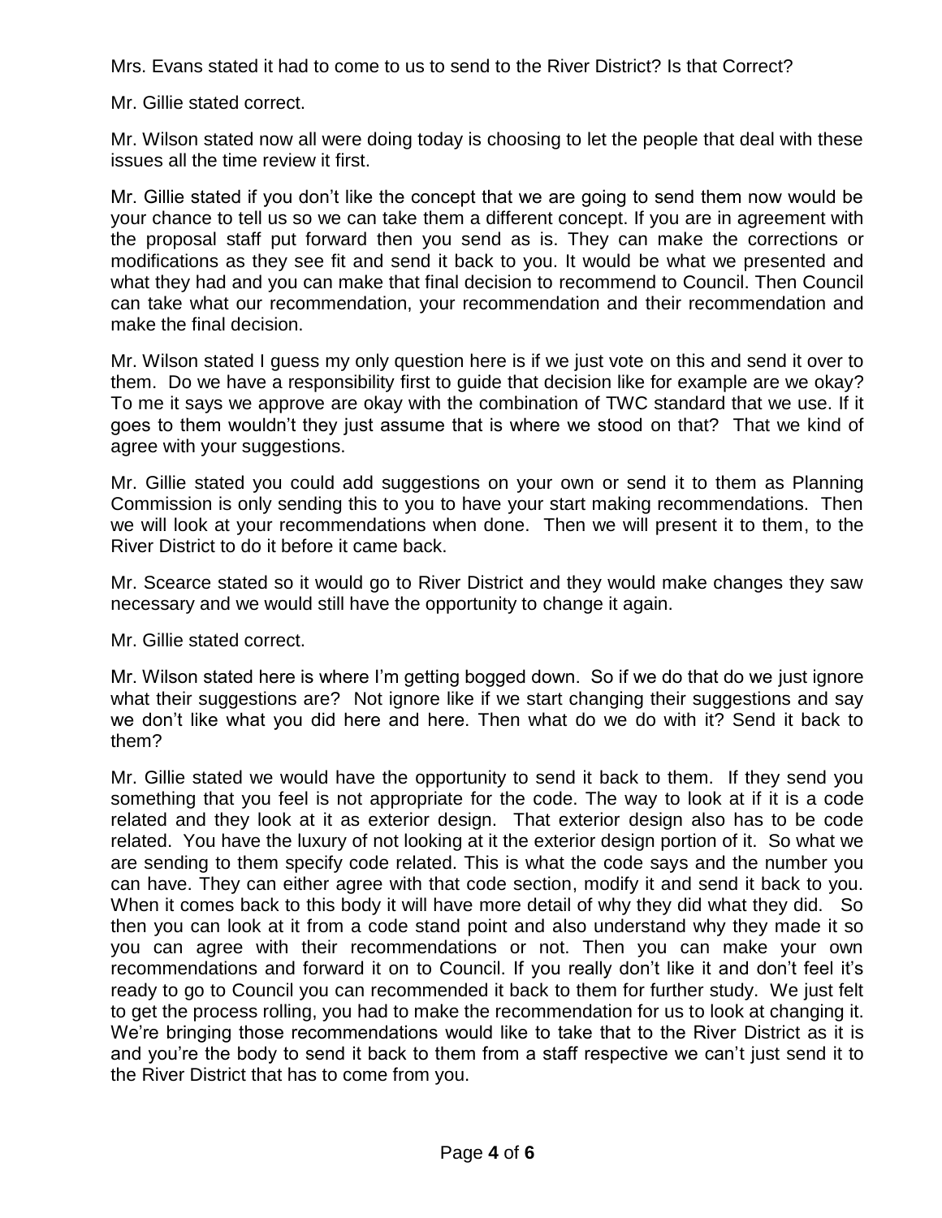Mrs. Evans stated it had to come to us to send to the River District? Is that Correct?

Mr. Gillie stated correct.

Mr. Wilson stated now all were doing today is choosing to let the people that deal with these issues all the time review it first.

Mr. Gillie stated if you don't like the concept that we are going to send them now would be your chance to tell us so we can take them a different concept. If you are in agreement with the proposal staff put forward then you send as is. They can make the corrections or modifications as they see fit and send it back to you. It would be what we presented and what they had and you can make that final decision to recommend to Council. Then Council can take what our recommendation, your recommendation and their recommendation and make the final decision.

Mr. Wilson stated I guess my only question here is if we just vote on this and send it over to them. Do we have a responsibility first to guide that decision like for example are we okay? To me it says we approve are okay with the combination of TWC standard that we use. If it goes to them wouldn't they just assume that is where we stood on that? That we kind of agree with your suggestions.

Mr. Gillie stated you could add suggestions on your own or send it to them as Planning Commission is only sending this to you to have your start making recommendations. Then we will look at your recommendations when done. Then we will present it to them, to the River District to do it before it came back.

Mr. Scearce stated so it would go to River District and they would make changes they saw necessary and we would still have the opportunity to change it again.

Mr. Gillie stated correct.

Mr. Wilson stated here is where I'm getting bogged down. So if we do that do we just ignore what their suggestions are? Not ignore like if we start changing their suggestions and say we don't like what you did here and here. Then what do we do with it? Send it back to them?

Mr. Gillie stated we would have the opportunity to send it back to them. If they send you something that you feel is not appropriate for the code. The way to look at if it is a code related and they look at it as exterior design. That exterior design also has to be code related. You have the luxury of not looking at it the exterior design portion of it. So what we are sending to them specify code related. This is what the code says and the number you can have. They can either agree with that code section, modify it and send it back to you. When it comes back to this body it will have more detail of why they did what they did. So then you can look at it from a code stand point and also understand why they made it so you can agree with their recommendations or not. Then you can make your own recommendations and forward it on to Council. If you really don't like it and don't feel it's ready to go to Council you can recommended it back to them for further study. We just felt to get the process rolling, you had to make the recommendation for us to look at changing it. We're bringing those recommendations would like to take that to the River District as it is and you're the body to send it back to them from a staff respective we can't just send it to the River District that has to come from you.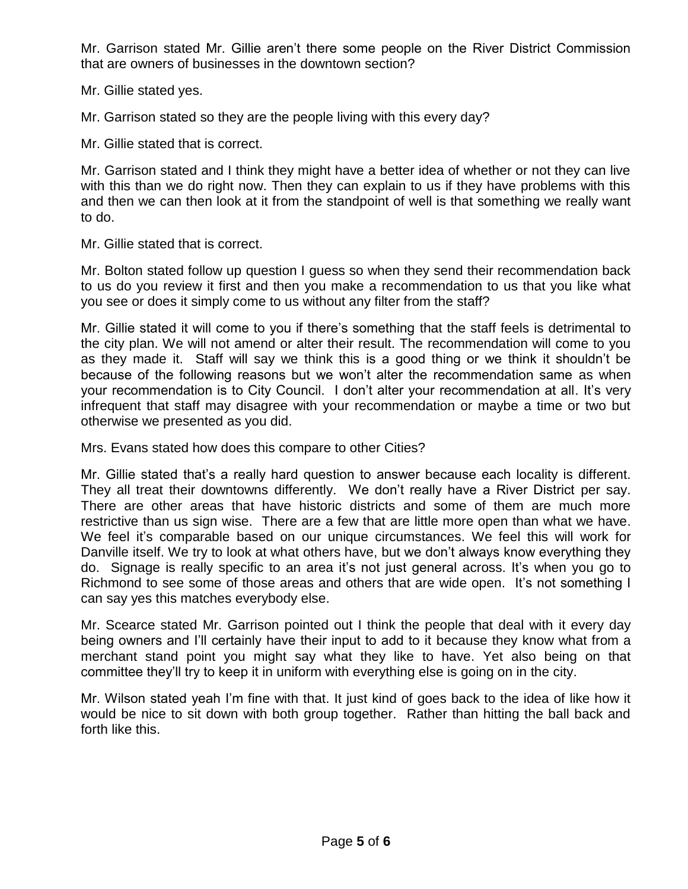Mr. Garrison stated Mr. Gillie aren't there some people on the River District Commission that are owners of businesses in the downtown section?

Mr. Gillie stated yes.

Mr. Garrison stated so they are the people living with this every day?

Mr. Gillie stated that is correct.

Mr. Garrison stated and I think they might have a better idea of whether or not they can live with this than we do right now. Then they can explain to us if they have problems with this and then we can then look at it from the standpoint of well is that something we really want to do.

Mr. Gillie stated that is correct.

Mr. Bolton stated follow up question I guess so when they send their recommendation back to us do you review it first and then you make a recommendation to us that you like what you see or does it simply come to us without any filter from the staff?

Mr. Gillie stated it will come to you if there's something that the staff feels is detrimental to the city plan. We will not amend or alter their result. The recommendation will come to you as they made it. Staff will say we think this is a good thing or we think it shouldn't be because of the following reasons but we won't alter the recommendation same as when your recommendation is to City Council. I don't alter your recommendation at all. It's very infrequent that staff may disagree with your recommendation or maybe a time or two but otherwise we presented as you did.

Mrs. Evans stated how does this compare to other Cities?

Mr. Gillie stated that's a really hard question to answer because each locality is different. They all treat their downtowns differently. We don't really have a River District per say. There are other areas that have historic districts and some of them are much more restrictive than us sign wise. There are a few that are little more open than what we have. We feel it's comparable based on our unique circumstances. We feel this will work for Danville itself. We try to look at what others have, but we don't always know everything they do. Signage is really specific to an area it's not just general across. It's when you go to Richmond to see some of those areas and others that are wide open. It's not something I can say yes this matches everybody else.

Mr. Scearce stated Mr. Garrison pointed out I think the people that deal with it every day being owners and I'll certainly have their input to add to it because they know what from a merchant stand point you might say what they like to have. Yet also being on that committee they'll try to keep it in uniform with everything else is going on in the city.

Mr. Wilson stated yeah I'm fine with that. It just kind of goes back to the idea of like how it would be nice to sit down with both group together. Rather than hitting the ball back and forth like this.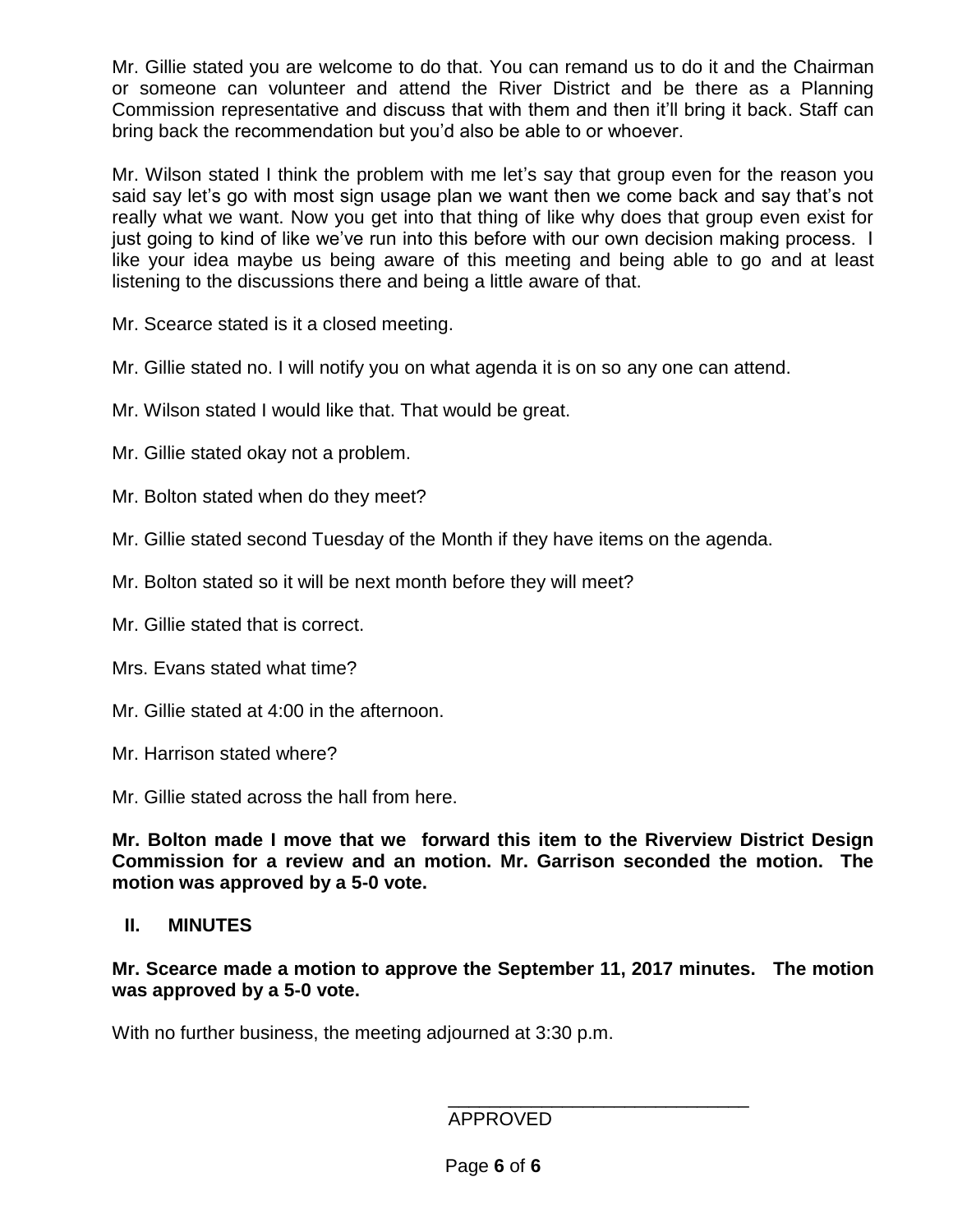Mr. Gillie stated you are welcome to do that. You can remand us to do it and the Chairman or someone can volunteer and attend the River District and be there as a Planning Commission representative and discuss that with them and then it'll bring it back. Staff can bring back the recommendation but you'd also be able to or whoever.

Mr. Wilson stated I think the problem with me let's say that group even for the reason you said say let's go with most sign usage plan we want then we come back and say that's not really what we want. Now you get into that thing of like why does that group even exist for just going to kind of like we've run into this before with our own decision making process. I like your idea maybe us being aware of this meeting and being able to go and at least listening to the discussions there and being a little aware of that.

Mr. Scearce stated is it a closed meeting.

Mr. Gillie stated no. I will notify you on what agenda it is on so any one can attend.

Mr. Wilson stated I would like that. That would be great.

Mr. Gillie stated okay not a problem.

Mr. Bolton stated when do they meet?

Mr. Gillie stated second Tuesday of the Month if they have items on the agenda.

Mr. Bolton stated so it will be next month before they will meet?

Mr. Gillie stated that is correct.

Mrs. Evans stated what time?

Mr. Gillie stated at 4:00 in the afternoon.

Mr. Harrison stated where?

Mr. Gillie stated across the hall from here.

**Mr. Bolton made I move that we forward this item to the Riverview District Design Commission for a review and an motion. Mr. Garrison seconded the motion. The motion was approved by a 5-0 vote.**

## II. MINUTES

**Mr. Scearce made a motion to approve the September 11, 2017 minutes. The motion was approved by a 5-0 vote.**

With no further business, the meeting adjourned at 3:30 p.m.

\_\_\_\_\_\_\_\_\_\_\_\_\_\_\_\_\_\_\_\_\_\_\_\_\_\_\_\_\_\_

APPROVED